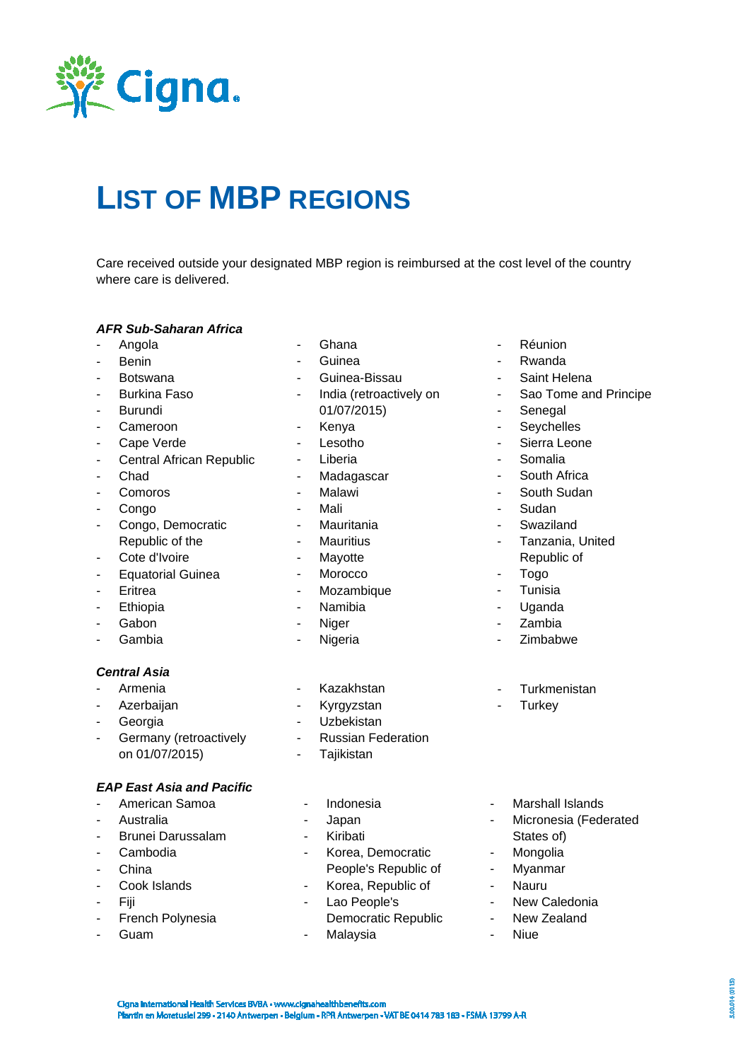# LIST OF MBP REGIONS

Care received outside your designated MBP region is reimbursed at the cost level of the country where care is delivered.

***AFR Sub-Saharan Africa***

- Angola
- Benin
- Botswana
- Burkina Faso
- Burundi
- Cameroon
- Cape Verde
- Central African Republic
- Chad
- Comoros
- Congo
- Congo, Democratic Republic of the
- Cote d'Ivoire
- Equatorial Guinea
- Eritrea
- Ethiopia
- Gabon
- Gambia
- Ghana
- Guinea
- Guinea-Bissau
- India (retroactively on 01/07/2015)
- Kenya
- Lesotho
- Liberia
- Madagascar
- Malawi
- Mali
- Mauritania
- Mauritius
- Mayotte
- Morocco
- Mozambique
- Namibia
- Niger
- Nigeria
- Réunion
- Rwanda
- Saint Helena
- Sao Tome and Principe
- Senegal
- Seychelles
- Sierra Leone
- Somalia
- South Africa
- South Sudan
- Sudan
- Swaziland
- Tanzania, United Republic of
- Togo
- Tunisia
- Uganda
- Zambia
- Zimbabwe

***Central Asia***

- Armenia
- Azerbaijan
- Georgia
- Germany (retroactively on 01/07/2015)
- Kazakhstan
- Kyrgyzstan
- Uzbekistan
- Russian Federation
- Tajikistan
- Turkmenistan
- Turkey

***EAP East Asia and Pacific***

- American Samoa
- Australia
- Brunei Darussalam
- Cambodia
- China
- Cook Islands
- Fiji
- French Polynesia
- Guam
- Indonesia
- Japan
- Kiribati
- Korea, Democratic People's Republic of
- Korea, Republic of
- Lao People's Democratic Republic
- Malaysia
- Marshall Islands
- Micronesia (Federated States of)
- Mongolia
- Myanmar
- Nauru
- New Caledonia
- New Zealand
- Niue

Cigna International Health Services BVBA • www.cignahealthbenefits.com
Plantin en Moretuslei 299 • 2140 Antwerpen • Belgium • RPR Antwerpen • VAT BE 0414 783 183 • FSMA 13799 A-R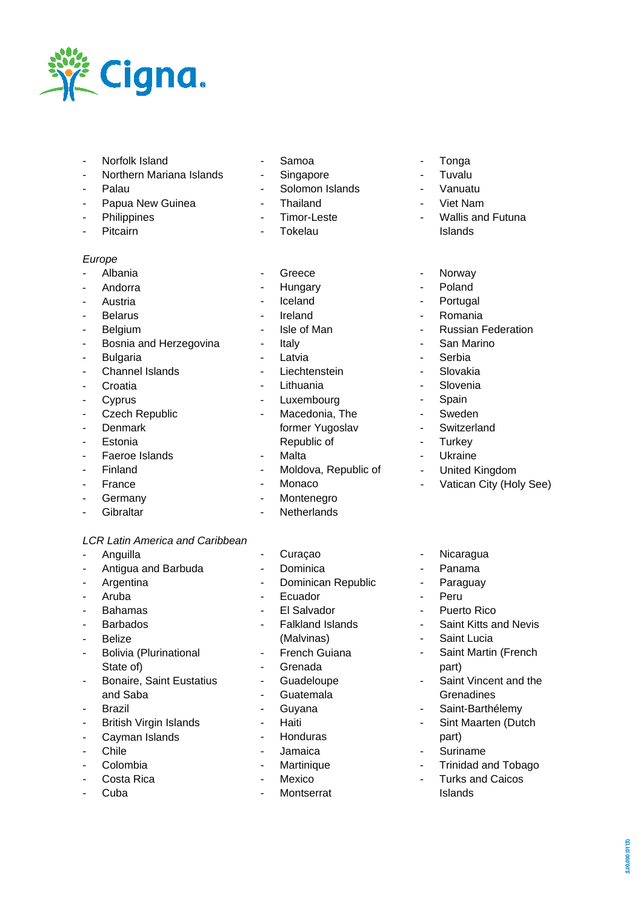- Norfolk Island
- Northern Mariana Islands
- Palau
- Papua New Guinea
- Philippines
- Pitcairn
- Samoa
- Singapore
- Solomon Islands
- Thailand
- Timor-Leste
- Tokelau
- Tonga
- Tuvalu
- Vanuatu
- Viet Nam
- Wallis and Futuna Islands

*Europe*

- Albania
- Andorra
- Austria
- Belarus
- Belgium
- Bosnia and Herzegovina
- Bulgaria
- Channel Islands
- Croatia
- Cyprus
- Czech Republic
- Denmark
- Estonia
- Faeroe Islands
- Finland
- France
- Germany
- Gibraltar
- Greece
- Hungary
- Iceland
- Ireland
- Isle of Man
- Italy
- Latvia
- Liechtenstein
- Lithuania
- Luxembourg
- Macedonia, The former Yugoslav Republic of
- Malta
- Moldova, Republic of
- Monaco
- Montenegro
- Netherlands
- Norway
- Poland
- Portugal
- Romania
- Russian Federation
- San Marino
- Serbia
- Slovakia
- Slovenia
- Spain
- Sweden
- Switzerland
- Turkey
- Ukraine
- United Kingdom
- Vatican City (Holy See)

*LCR Latin America and Caribbean*

- Anguilla
- Antigua and Barbuda
- Argentina
- Aruba
- Bahamas
- Barbados
- Belize
- Bolivia (Plurinational State of)
- Bonaire, Saint Eustatius and Saba
- Brazil
- British Virgin Islands
- Cayman Islands
- Chile
- Colombia
- Costa Rica
- Cuba
- Curaçao
- Dominica
- Dominican Republic
- Ecuador
- El Salvador
- Falkland Islands (Malvinas)
- French Guiana
- Grenada
- Guadeloupe
- Guatemala
- Guyana
- Haiti
- Honduras
- Jamaica
- Martinique
- Mexico
- Montserrat
- Nicaragua
- Panama
- Paraguay
- Peru
- Puerto Rico
- Saint Kitts and Nevis
- Saint Lucia
- Saint Martin (French part)
- Saint Vincent and the Grenadines
- Saint-Barthélemy
- Sint Maarten (Dutch part)
- Suriname
- Trinidad and Tobago
- Turks and Caicos Islands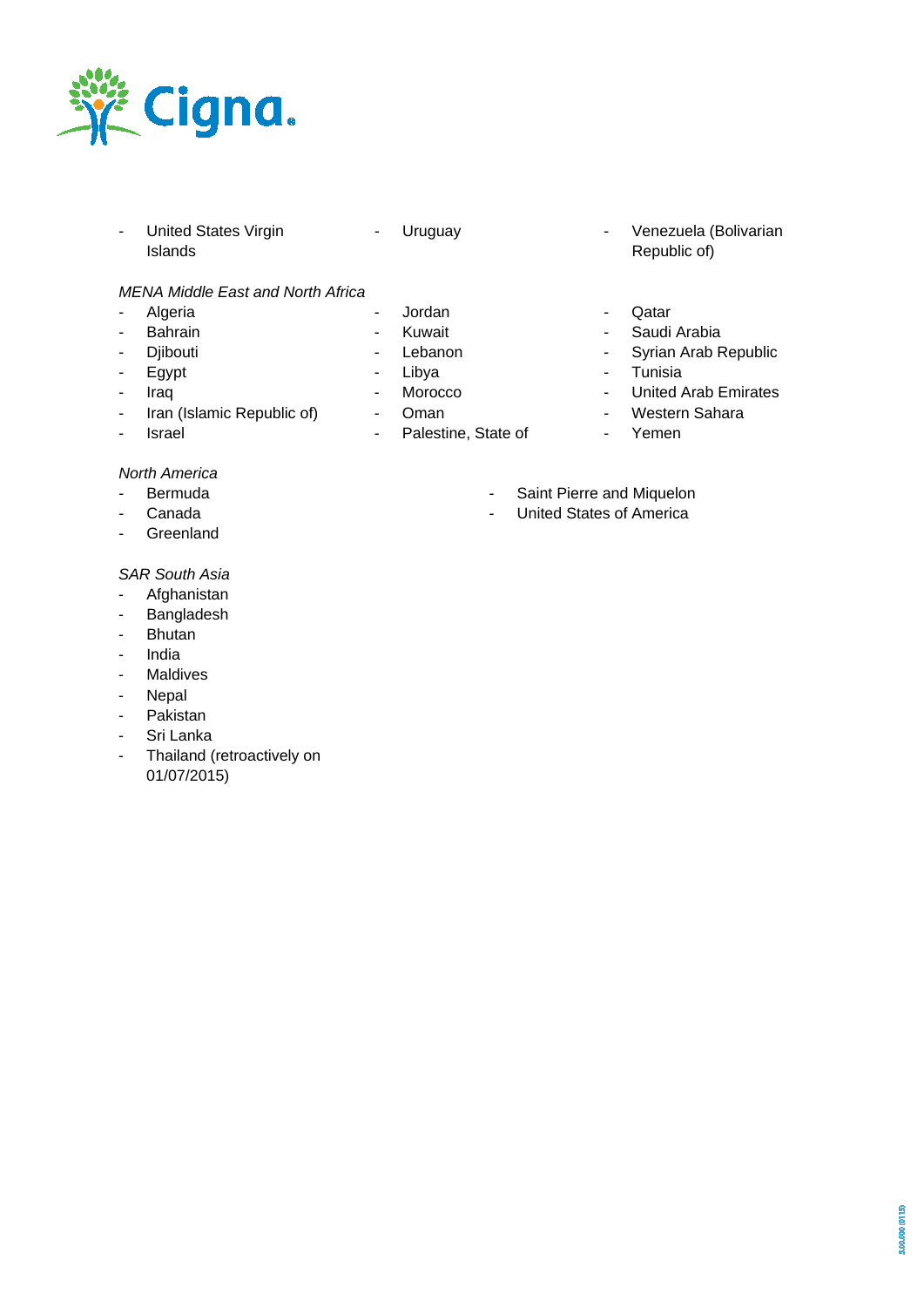- United States Virgin Islands
- Uruguay
- Venezuela (Bolivarian Republic of)

*MENA Middle East and North Africa*

- Algeria
- Bahrain
- Djibouti
- Egypt
- Iraq
- Iran (Islamic Republic of)
- Israel
- Jordan
- Kuwait
- Lebanon
- Libya
- Morocco
- Oman
- Palestine, State of
- Qatar
- Saudi Arabia
- Syrian Arab Republic
- Tunisia
- United Arab Emirates
- Western Sahara
- Yemen

*North America*

- Bermuda
- Canada
- Greenland
- Saint Pierre and Miquelon
- United States of America

*SAR South Asia*

- Afghanistan
- Bangladesh
- Bhutan
- India
- Maldives
- Nepal
- Pakistan
- Sri Lanka
- Thailand (retroactively on 01/07/2015)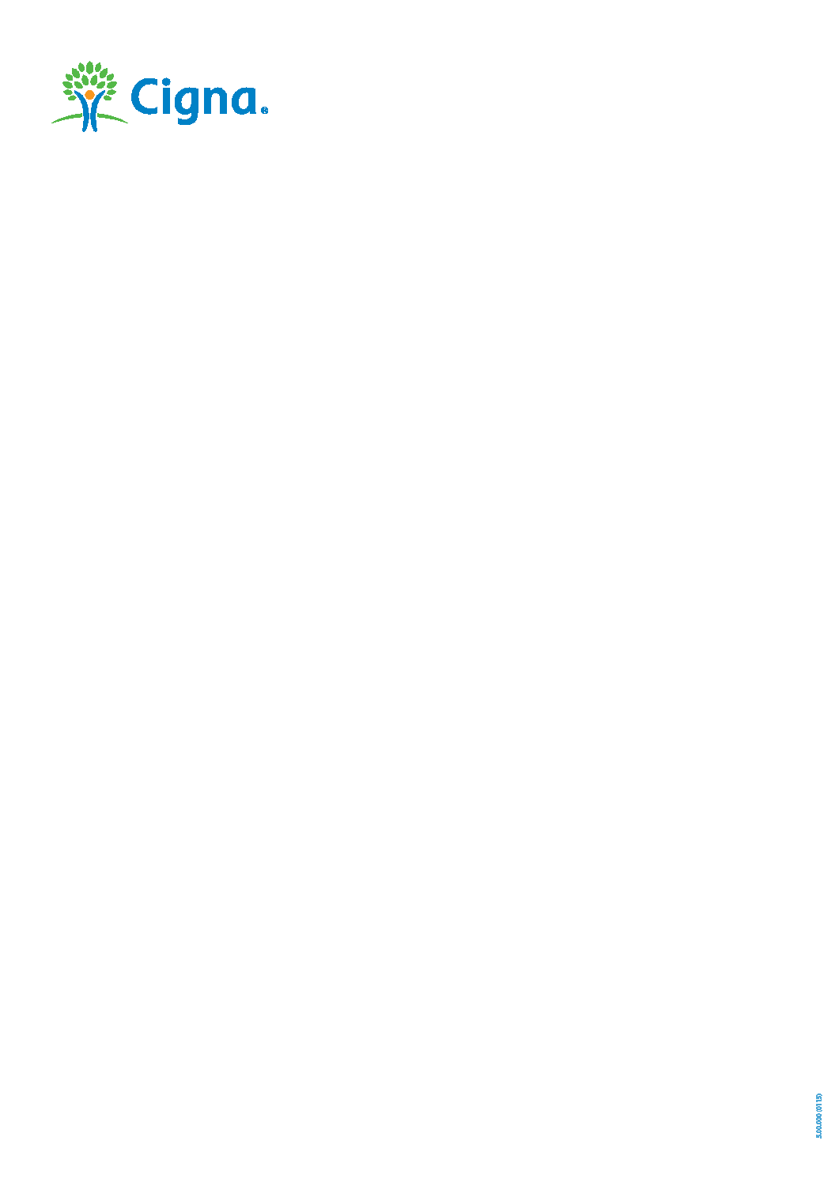Cigna.

5.00.000 (0113)